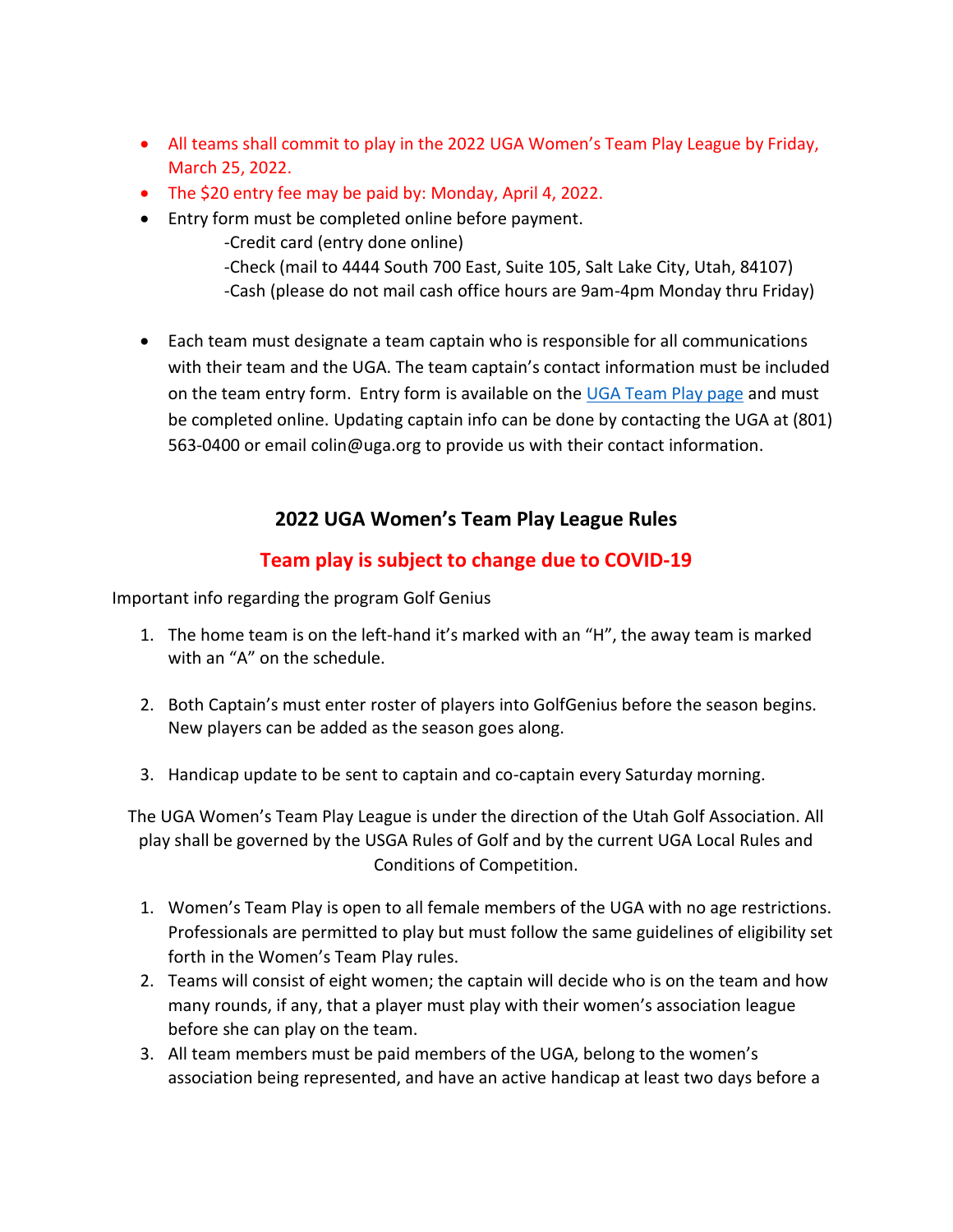- All teams shall commit to play in the 2022 UGA Women's Team Play League by Friday, March 25, 2022.
- The $20 entry fee may be paid by: Monday, April 4, 2022.
- Entry form must be completed online before payment.
  - -Credit card (entry done online)
  - -Check (mail to 4444 South 700 East, Suite 105, Salt Lake City, Utah, 84107)
  - -Cash (please do not mail cash office hours are 9am-4pm Monday thru Friday)

- Each team must designate a team captain who is responsible for all communications with their team and the UGA. The team captain's contact information must be included on the team entry form. Entry form is available on the [UGA Team Play page] and must be completed online. Updating captain info can be done by contacting the UGA at (801) 563-0400 or email colin@uga.org to provide us with their contact information.

## 2022 UGA Women's Team Play League Rules

## Team play is subject to change due to COVID-19

Important info regarding the program Golf Genius

1. The home team is on the left-hand it's marked with an "H", the away team is marked with an "A" on the schedule.

2. Both Captain's must enter roster of players into GolfGenius before the season begins. New players can be added as the season goes along.

3. Handicap update to be sent to captain and co-captain every Saturday morning.

The UGA Women's Team Play League is under the direction of the Utah Golf Association. All play shall be governed by the USGA Rules of Golf and by the current UGA Local Rules and Conditions of Competition.

1. Women's Team Play is open to all female members of the UGA with no age restrictions. Professionals are permitted to play but must follow the same guidelines of eligibility set forth in the Women's Team Play rules.
2. Teams will consist of eight women; the captain will decide who is on the team and how many rounds, if any, that a player must play with their women's association league before she can play on the team.
3. All team members must be paid members of the UGA, belong to the women's association being represented, and have an active handicap at least two days before a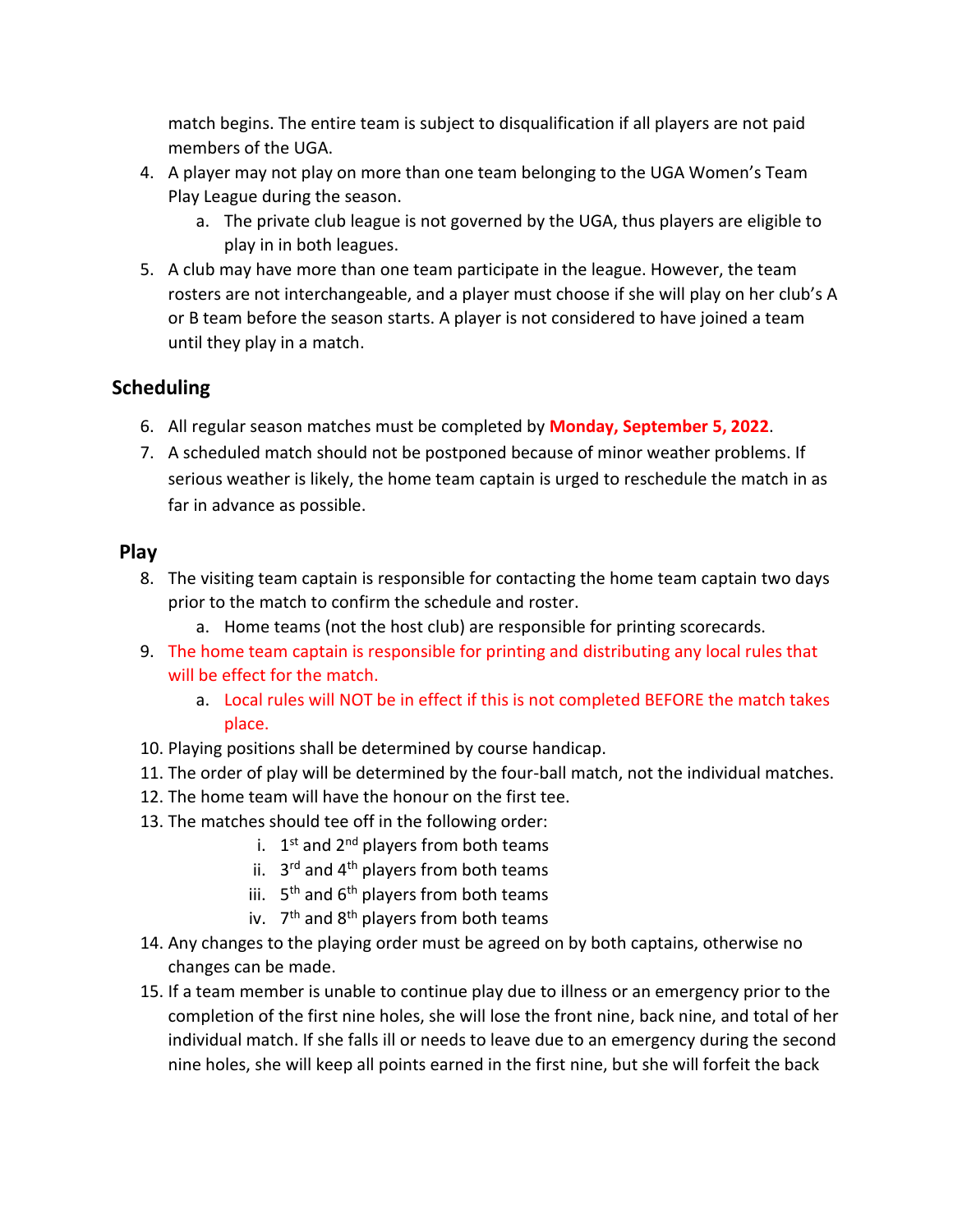match begins. The entire team is subject to disqualification if all players are not paid members of the UGA.

4. A player may not play on more than one team belonging to the UGA Women's Team Play League during the season.
   a. The private club league is not governed by the UGA, thus players are eligible to play in in both leagues.
5. A club may have more than one team participate in the league. However, the team rosters are not interchangeable, and a player must choose if she will play on her club's A or B team before the season starts. A player is not considered to have joined a team until they play in a match.

## Scheduling

6. All regular season matches must be completed by **Monday, September 5, 2022**.
7. A scheduled match should not be postponed because of minor weather problems. If serious weather is likely, the home team captain is urged to reschedule the match in as far in advance as possible.

## Play

8. The visiting team captain is responsible for contacting the home team captain two days prior to the match to confirm the schedule and roster.
   a. Home teams (not the host club) are responsible for printing scorecards.
9. The home team captain is responsible for printing and distributing any local rules that will be effect for the match.
   a. Local rules will NOT be in effect if this is not completed BEFORE the match takes place.
10. Playing positions shall be determined by course handicap.
11. The order of play will be determined by the four-ball match, not the individual matches.
12. The home team will have the honour on the first tee.
13. The matches should tee off in the following order:
    i. 1st and 2nd players from both teams
    ii. 3rd and 4th players from both teams
    iii. 5th and 6th players from both teams
    iv. 7th and 8th players from both teams
14. Any changes to the playing order must be agreed on by both captains, otherwise no changes can be made.
15. If a team member is unable to continue play due to illness or an emergency prior to the completion of the first nine holes, she will lose the front nine, back nine, and total of her individual match. If she falls ill or needs to leave due to an emergency during the second nine holes, she will keep all points earned in the first nine, but she will forfeit the back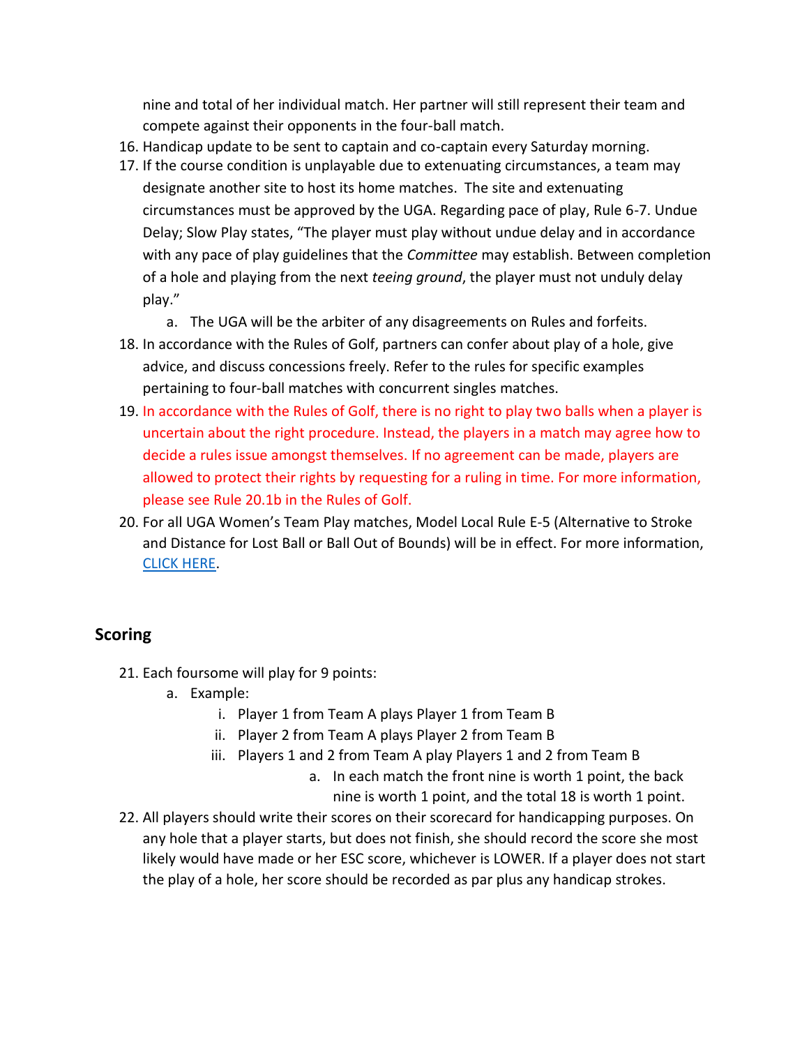nine and total of her individual match. Her partner will still represent their team and compete against their opponents in the four-ball match.

16. Handicap update to be sent to captain and co-captain every Saturday morning.
17. If the course condition is unplayable due to extenuating circumstances, a team may designate another site to host its home matches. The site and extenuating circumstances must be approved by the UGA. Regarding pace of play, Rule 6-7. Undue Delay; Slow Play states, "The player must play without undue delay and in accordance with any pace of play guidelines that the *Committee* may establish. Between completion of a hole and playing from the next *teeing ground*, the player must not unduly delay play."
    a. The UGA will be the arbiter of any disagreements on Rules and forfeits.
18. In accordance with the Rules of Golf, partners can confer about play of a hole, give advice, and discuss concessions freely. Refer to the rules for specific examples pertaining to four-ball matches with concurrent singles matches.
19. In accordance with the Rules of Golf, there is no right to play two balls when a player is uncertain about the right procedure. Instead, the players in a match may agree how to decide a rules issue amongst themselves. If no agreement can be made, players are allowed to protect their rights by requesting for a ruling in time. For more information, please see Rule 20.1b in the Rules of Golf.
20. For all UGA Women's Team Play matches, Model Local Rule E-5 (Alternative to Stroke and Distance for Lost Ball or Ball Out of Bounds) will be in effect. For more information, [CLICK HERE](#).

## Scoring

21. Each foursome will play for 9 points:
    a. Example:
        i. Player 1 from Team A plays Player 1 from Team B
        ii. Player 2 from Team A plays Player 2 from Team B
        iii. Players 1 and 2 from Team A play Players 1 and 2 from Team B
            a. In each match the front nine is worth 1 point, the back nine is worth 1 point, and the total 18 is worth 1 point.
22. All players should write their scores on their scorecard for handicapping purposes. On any hole that a player starts, but does not finish, she should record the score she most likely would have made or her ESC score, whichever is LOWER. If a player does not start the play of a hole, her score should be recorded as par plus any handicap strokes.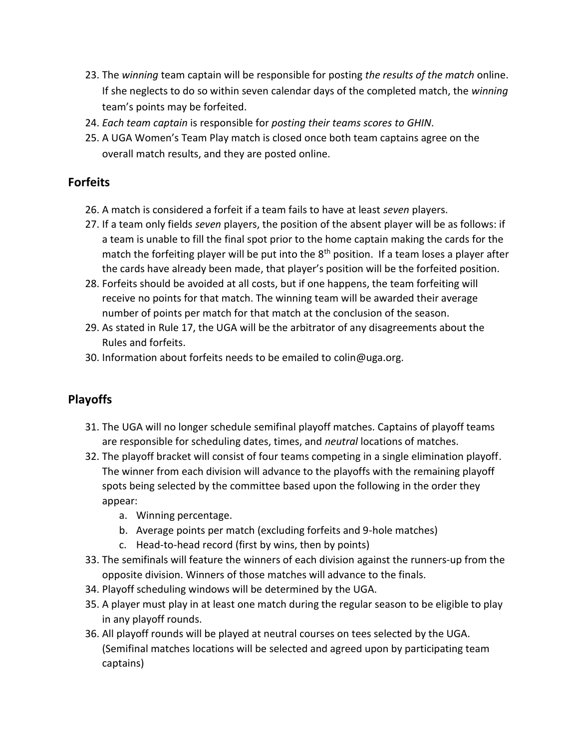23. The *winning* team captain will be responsible for posting *the results of the match* online. If she neglects to do so within seven calendar days of the completed match, the *winning* team's points may be forfeited.
24. *Each team captain* is responsible for *posting their teams scores to GHIN*.
25. A UGA Women's Team Play match is closed once both team captains agree on the overall match results, and they are posted online.

## Forfeits

26. A match is considered a forfeit if a team fails to have at least *seven* players.
27. If a team only fields *seven* players, the position of the absent player will be as follows: if a team is unable to fill the final spot prior to the home captain making the cards for the match the forfeiting player will be put into the 8th position. If a team loses a player after the cards have already been made, that player's position will be the forfeited position.
28. Forfeits should be avoided at all costs, but if one happens, the team forfeiting will receive no points for that match. The winning team will be awarded their average number of points per match for that match at the conclusion of the season.
29. As stated in Rule 17, the UGA will be the arbitrator of any disagreements about the Rules and forfeits.
30. Information about forfeits needs to be emailed to colin@uga.org.

## Playoffs

31. The UGA will no longer schedule semifinal playoff matches. Captains of playoff teams are responsible for scheduling dates, times, and *neutral* locations of matches.
32. The playoff bracket will consist of four teams competing in a single elimination playoff. The winner from each division will advance to the playoffs with the remaining playoff spots being selected by the committee based upon the following in the order they appear:
    a. Winning percentage.
    b. Average points per match (excluding forfeits and 9-hole matches)
    c. Head-to-head record (first by wins, then by points)
33. The semifinals will feature the winners of each division against the runners-up from the opposite division. Winners of those matches will advance to the finals.
34. Playoff scheduling windows will be determined by the UGA.
35. A player must play in at least one match during the regular season to be eligible to play in any playoff rounds.
36. All playoff rounds will be played at neutral courses on tees selected by the UGA. (Semifinal matches locations will be selected and agreed upon by participating team captains)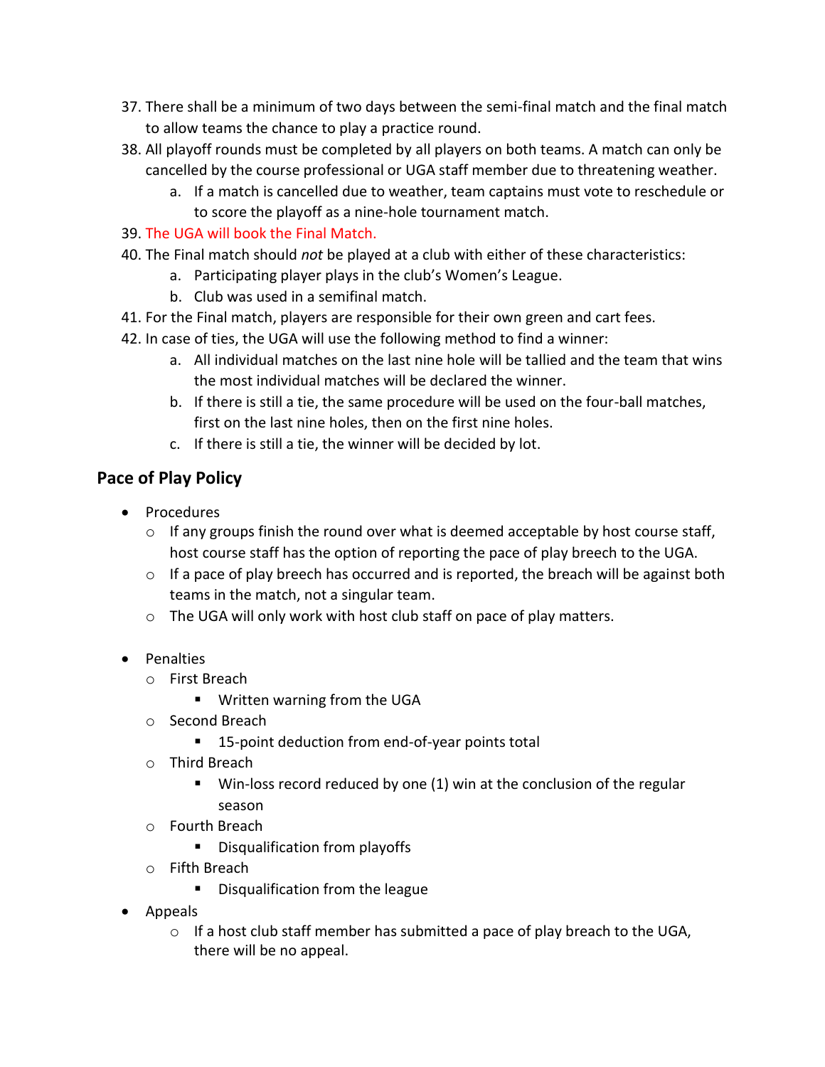37. There shall be a minimum of two days between the semi-final match and the final match to allow teams the chance to play a practice round.
38. All playoff rounds must be completed by all players on both teams. A match can only be cancelled by the course professional or UGA staff member due to threatening weather.
    a. If a match is cancelled due to weather, team captains must vote to reschedule or to score the playoff as a nine-hole tournament match.
39. The UGA will book the Final Match.
40. The Final match should *not* be played at a club with either of these characteristics:
    a. Participating player plays in the club's Women's League.
    b. Club was used in a semifinal match.
41. For the Final match, players are responsible for their own green and cart fees.
42. In case of ties, the UGA will use the following method to find a winner:
    a. All individual matches on the last nine hole will be tallied and the team that wins the most individual matches will be declared the winner.
    b. If there is still a tie, the same procedure will be used on the four-ball matches, first on the last nine holes, then on the first nine holes.
    c. If there is still a tie, the winner will be decided by lot.

## Pace of Play Policy

- Procedures
  - If any groups finish the round over what is deemed acceptable by host course staff, host course staff has the option of reporting the pace of play breech to the UGA.
  - If a pace of play breech has occurred and is reported, the breach will be against both teams in the match, not a singular team.
  - The UGA will only work with host club staff on pace of play matters.

- Penalties
  - First Breach
    - Written warning from the UGA
  - Second Breach
    - 15-point deduction from end-of-year points total
  - Third Breach
    - Win-loss record reduced by one (1) win at the conclusion of the regular season
  - Fourth Breach
    - Disqualification from playoffs
  - Fifth Breach
    - Disqualification from the league
- Appeals
  - If a host club staff member has submitted a pace of play breach to the UGA, there will be no appeal.